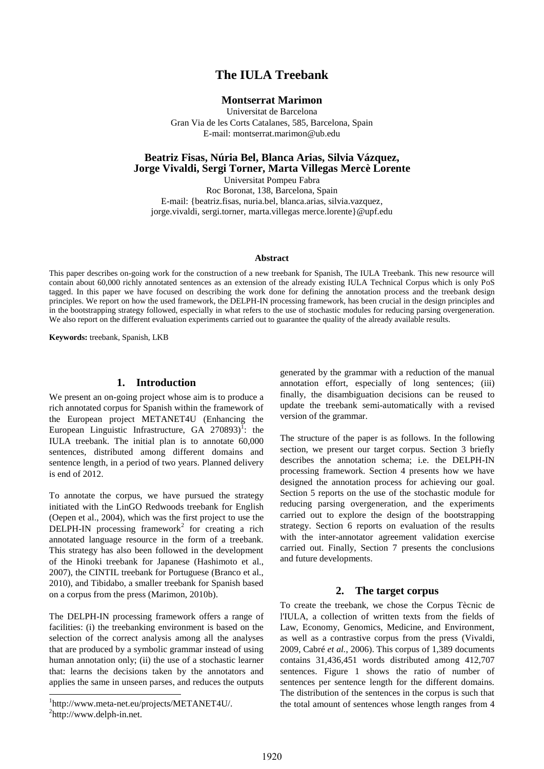# The IULA Treebank

**Montserrat Marimon**

Universitat de Barcelona
Gran Via de les Corts Catalanes, 585, Barcelona, Spain
E-mail: montserrat.marimon@ub.edu

**Beatriz Fisas, Núria Bel, Blanca Arias, Silvia Vázquez, Jorge Vivaldi, Sergi Torner, Marta Villegas Mercè Lorente**

Universitat Pompeu Fabra
Roc Boronat, 138, Barcelona, Spain
E-mail: {beatriz.fisas, nuria.bel, blanca.arias, silvia.vazquez, jorge.vivaldi, sergi.torner, marta.villegas merce.lorente}@upf.edu

**Abstract**

This paper describes on-going work for the construction of a new treebank for Spanish, The IULA Treebank. This new resource will contain about 60,000 richly annotated sentences as an extension of the already existing IULA Technical Corpus which is only PoS tagged. In this paper we have focused on describing the work done for defining the annotation process and the treebank design principles. We report on how the used framework, the DELPH-IN processing framework, has been crucial in the design principles and in the bootstrapping strategy followed, especially in what refers to the use of stochastic modules for reducing parsing overgeneration. We also report on the different evaluation experiments carried out to guarantee the quality of the already available results.

**Keywords:** treebank, Spanish, LKB

## 1. Introduction

We present an on-going project whose aim is to produce a rich annotated corpus for Spanish within the framework of the European project METANET4U (Enhancing the European Linguistic Infrastructure, GA 270893)[1]: the IULA treebank. The initial plan is to annotate 60,000 sentences, distributed among different domains and sentence length, in a period of two years. Planned delivery is end of 2012.

To annotate the corpus, we have pursued the strategy initiated with the LinGO Redwoods treebank for English (Oepen et al., 2004), which was the first project to use the DELPH-IN processing framework[2] for creating a rich annotated language resource in the form of a treebank. This strategy has also been followed in the development of the Hinoki treebank for Japanese (Hashimoto et al., 2007), the CINTIL treebank for Portuguese (Branco et al., 2010), and Tibidabo, a smaller treebank for Spanish based on a corpus from the press (Marimon, 2010b).

The DELPH-IN processing framework offers a range of facilities: (i) the treebanking environment is based on the selection of the correct analysis among all the analyses that are produced by a symbolic grammar instead of using human annotation only; (ii) the use of a stochastic learner that: learns the decisions taken by the annotators and applies the same in unseen parses, and reduces the outputs generated by the grammar with a reduction of the manual annotation effort, especially of long sentences; (iii) finally, the disambiguation decisions can be reused to update the treebank semi-automatically with a revised version of the grammar.

The structure of the paper is as follows. In the following section, we present our target corpus. Section 3 briefly describes the annotation schema; i.e. the DELPH-IN processing framework. Section 4 presents how we have designed the annotation process for achieving our goal. Section 5 reports on the use of the stochastic module for reducing parsing overgeneration, and the experiments carried out to explore the design of the bootstrapping strategy. Section 6 reports on evaluation of the results with the inter-annotator agreement validation exercise carried out. Finally, Section 7 presents the conclusions and future developments.

## 2. The target corpus

To create the treebank, we chose the Corpus Tècnic de l'IULA, a collection of written texts from the fields of Law, Economy, Genomics, Medicine, and Environment, as well as a contrastive corpus from the press (Vivaldi, 2009, Cabré *et al.,* 2006). This corpus of 1,389 documents contains 31,436,451 words distributed among 412,707 sentences. Figure 1 shows the ratio of number of sentences per sentence length for the different domains. The distribution of the sentences in the corpus is such that the total amount of sentences whose length ranges from 4

[1] http://www.meta-net.eu/projects/METANET4U/.
[2] http://www.delph-in.net.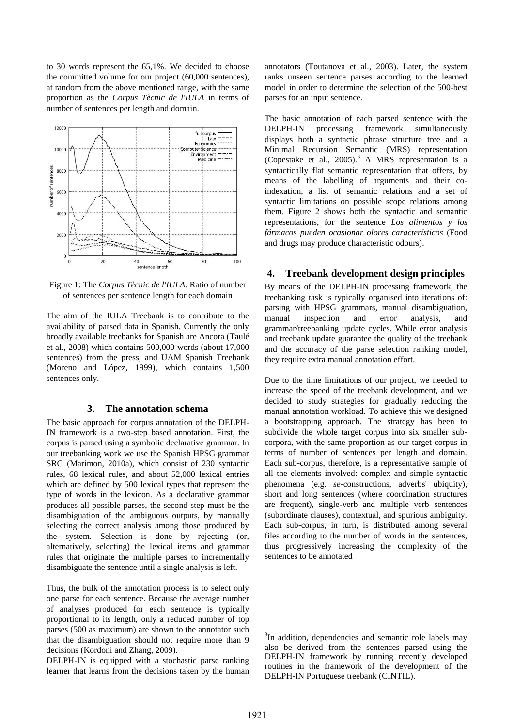to 30 words represent the 65,1%. We decided to choose the committed volume for our project (60,000 sentences), at random from the above mentioned range, with the same proportion as the *Corpus Tècnic de l'IULA* in terms of number of sentences per length and domain.

Figure 1: The *Corpus Tècnic de l'IULA*. Ratio of number of sentences per sentence length for each domain

The aim of the IULA Treebank is to contribute to the availability of parsed data in Spanish. Currently the only broadly available treebanks for Spanish are Ancora (Taulé et al., 2008) which contains 500,000 words (about 17,000 sentences) from the press, and UAM Spanish Treebank (Moreno and López, 1999), which contains 1,500 sentences only.

## 3. The annotation schema

The basic approach for corpus annotation of the DELPH-IN framework is a two-step based annotation. First, the corpus is parsed using a symbolic declarative grammar. In our treebanking work we use the Spanish HPSG grammar SRG (Marimon, 2010a), which consist of 230 syntactic rules, 68 lexical rules, and about 52,000 lexical entries which are defined by 500 lexical types that represent the type of words in the lexicon. As a declarative grammar produces all possible parses, the second step must be the disambiguation of the ambiguous outputs, by manually selecting the correct analysis among those produced by the system. Selection is done by rejecting (or, alternatively, selecting) the lexical items and grammar rules that originate the multiple parses to incrementally disambiguate the sentence until a single analysis is left.

Thus, the bulk of the annotation process is to select only one parse for each sentence. Because the average number of analyses produced for each sentence is typically proportional to its length, only a reduced number of top parses (500 as maximum) are shown to the annotator such that the disambiguation should not require more than 9 decisions (Kordoni and Zhang, 2009).

DELPH-IN is equipped with a stochastic parse ranking learner that learns from the decisions taken by the human annotators (Toutanova et al., 2003). Later, the system ranks unseen sentence parses according to the learned model in order to determine the selection of the 500-best parses for an input sentence.

The basic annotation of each parsed sentence with the DELPH-IN processing framework simultaneously displays both a syntactic phrase structure tree and a Minimal Recursion Semantic (MRS) representation (Copestake et al., 2005).[3] A MRS representation is a syntactically flat semantic representation that offers, by means of the labelling of arguments and their co-indexation, a list of semantic relations and a set of syntactic limitations on possible scope relations among them. Figure 2 shows both the syntactic and semantic representations, for the sentence *Los alimentos y los fármacos pueden ocasionar olores característicos* (Food and drugs may produce characteristic odours).

## 4. Treebank development design principles

By means of the DELPH-IN processing framework, the treebanking task is typically organised into iterations of: parsing with HPSG grammars, manual disambiguation, manual inspection and error analysis, and grammar/treebanking update cycles. While error analysis and treebank update guarantee the quality of the treebank and the accuracy of the parse selection ranking model, they require extra manual annotation effort.

Due to the time limitations of our project, we needed to increase the speed of the treebank development, and we decided to study strategies for gradually reducing the manual annotation workload. To achieve this we designed a bootstrapping approach. The strategy has been to subdivide the whole target corpus into six smaller sub-corpora, with the same proportion as our target corpus in terms of number of sentences per length and domain. Each sub-corpus, therefore, is a representative sample of all the elements involved: complex and simple syntactic phenomena (e.g. *se*-constructions, adverbs' ubiquity), short and long sentences (where coordination structures are frequent), single-verb and multiple verb sentences (subordinate clauses), contextual, and spurious ambiguity. Each sub-corpus, in turn, is distributed among several files according to the number of words in the sentences, thus progressively increasing the complexity of the sentences to be annotated

[3] In addition, dependencies and semantic role labels may also be derived from the sentences parsed using the DELPH-IN framework by running recently developed routines in the framework of the development of the DELPH-IN Portuguese treebank (CINTIL).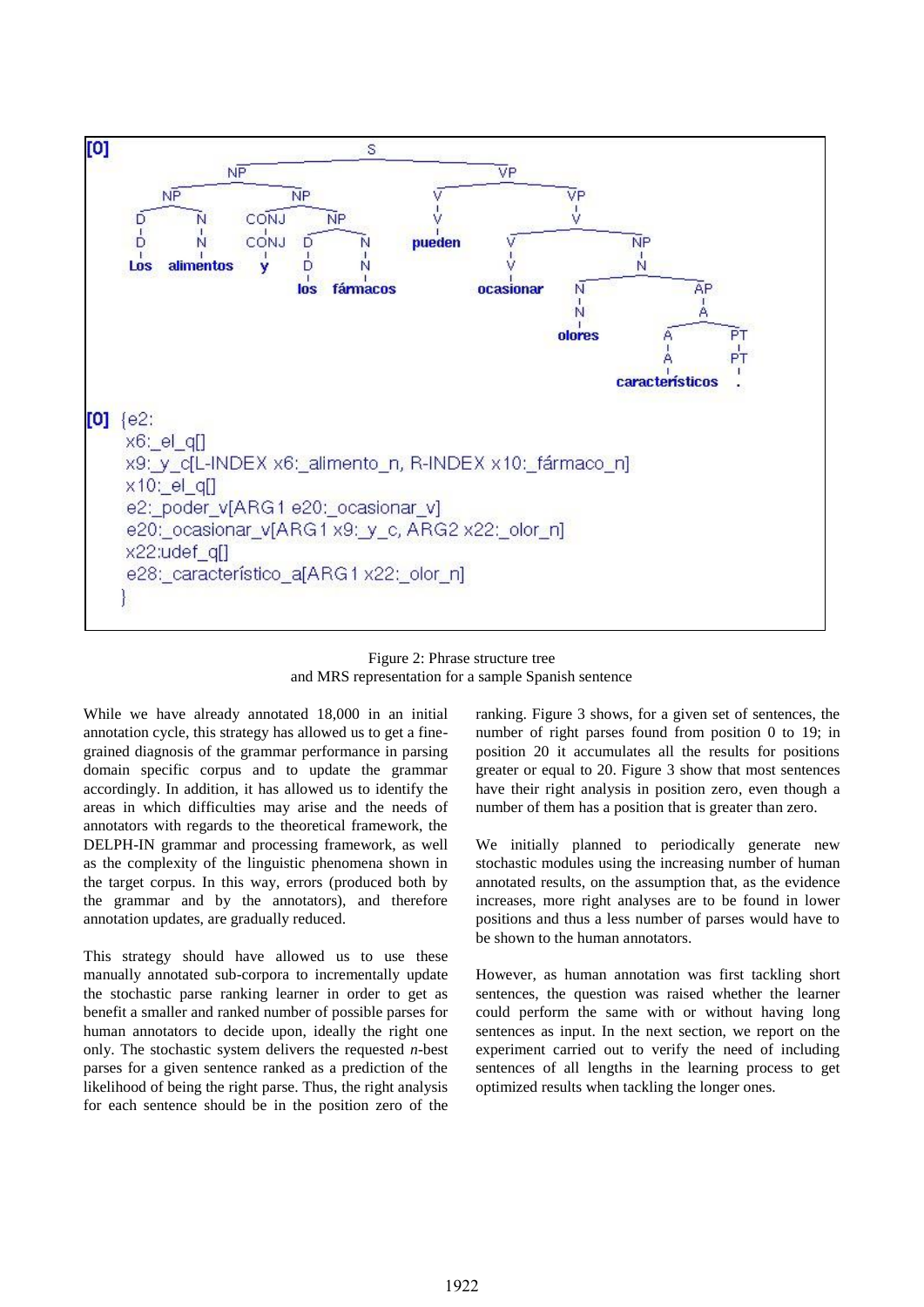```
[0] {e2:
    x6:_el_q[]
    x9:_y_c[L-INDEX x6:_alimento_n, R-INDEX x10:_fármaco_n]
    x10:_el_q[]
    e2:_poder_v[ARG1 e20:_ocasionar_v]
    e20:_ocasionar_v[ARG1 x9:_y_c, ARG2 x22:_olor_n]
    x22:udef_q[]
    e28:_característico_a[ARG1 x22:_olor_n]
    }
```

Figure 2: Phrase structure tree
and MRS representation for a sample Spanish sentence

While we have already annotated 18,000 in an initial annotation cycle, this strategy has allowed us to get a fine-grained diagnosis of the grammar performance in parsing domain specific corpus and to update the grammar accordingly. In addition, it has allowed us to identify the areas in which difficulties may arise and the needs of annotators with regards to the theoretical framework, the DELPH-IN grammar and processing framework, as well as the complexity of the linguistic phenomena shown in the target corpus. In this way, errors (produced both by the grammar and by the annotators), and therefore annotation updates, are gradually reduced.

This strategy should have allowed us to use these manually annotated sub-corpora to incrementally update the stochastic parse ranking learner in order to get as benefit a smaller and ranked number of possible parses for human annotators to decide upon, ideally the right one only. The stochastic system delivers the requested *n*-best parses for a given sentence ranked as a prediction of the likelihood of being the right parse. Thus, the right analysis for each sentence should be in the position zero of the ranking. Figure 3 shows, for a given set of sentences, the number of right parses found from position 0 to 19; in position 20 it accumulates all the results for positions greater or equal to 20. Figure 3 show that most sentences have their right analysis in position zero, even though a number of them has a position that is greater than zero.

We initially planned to periodically generate new stochastic modules using the increasing number of human annotated results, on the assumption that, as the evidence increases, more right analyses are to be found in lower positions and thus a less number of parses would have to be shown to the human annotators.

However, as human annotation was first tackling short sentences, the question was raised whether the learner could perform the same with or without having long sentences as input. In the next section, we report on the experiment carried out to verify the need of including sentences of all lengths in the learning process to get optimized results when tackling the longer ones.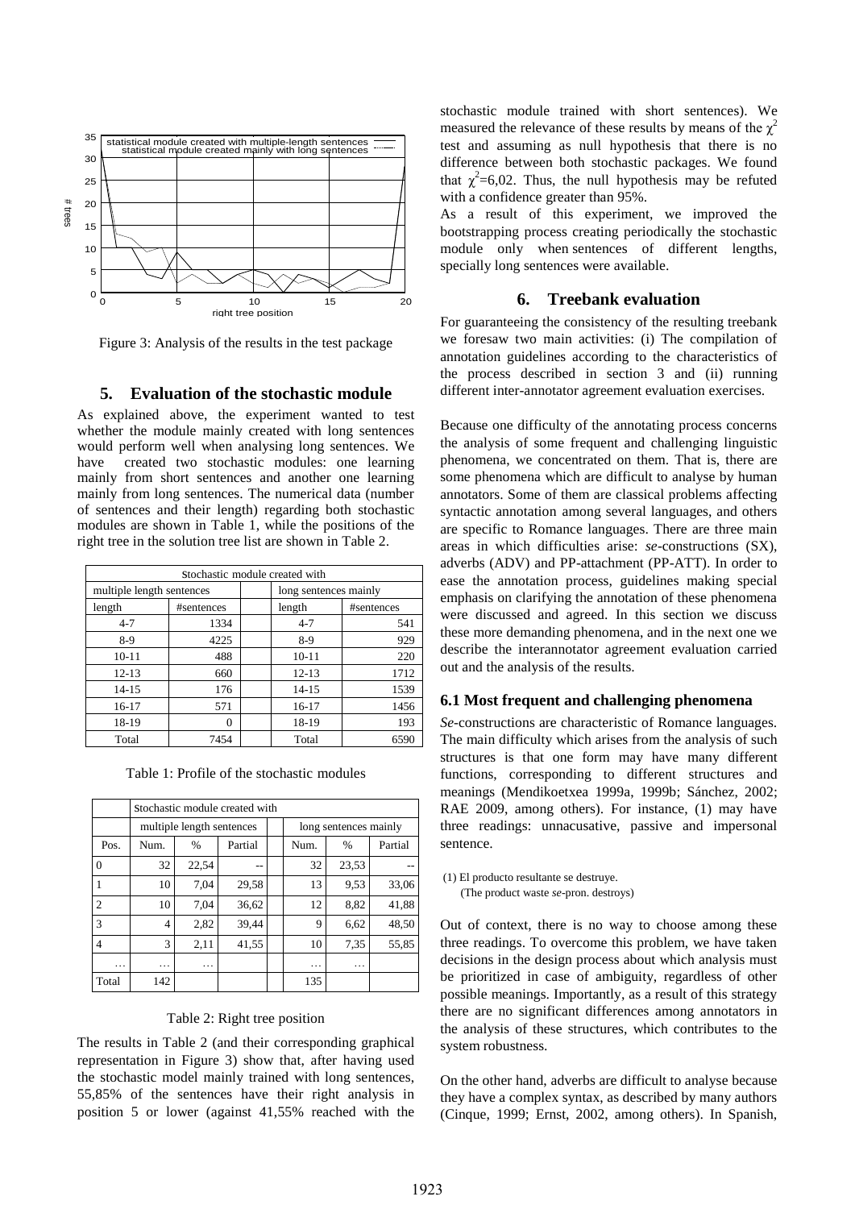Figure 3: Analysis of the results in the test package

## 5. Evaluation of the stochastic module

As explained above, the experiment wanted to test whether the module mainly created with long sentences would perform well when analysing long sentences. We have created two stochastic modules: one learning mainly from short sentences and another one learning mainly from long sentences. The numerical data (number of sentences and their length) regarding both stochastic modules are shown in Table 1, while the positions of the right tree in the solution tree list are shown in Table 2.

| Stochastic module created with | | | | |
|---|---|---|---|---|
| multiple length sentences | | | long sentences mainly | |
| length | #sentences | | length | #sentences |
| 4-7 | 1334 | | 4-7 | 541 |
| 8-9 | 4225 | | 8-9 | 929 |
| 10-11 | 488 | | 10-11 | 220 |
| 12-13 | 660 | | 12-13 | 1712 |
| 14-15 | 176 | | 14-15 | 1539 |
| 16-17 | 571 | | 16-17 | 1456 |
| 18-19 | 0 | | 18-19 | 193 |
| Total | 7454 | | Total | 6590 |

Table 1: Profile of the stochastic modules

| | Stochastic module created with | | | | | | |
|---|---|---|---|---|---|---|---|
| | multiple length sentences | | | | long sentences mainly | | |
| Pos. | Num. | % | Partial | | Num. | % | Partial |
| 0 | 32 | 22,54 | -- | | 32 | 23,53 | -- |
| 1 | 10 | 7,04 | 29,58 | | 13 | 9,53 | 33,06 |
| 2 | 10 | 7,04 | 36,62 | | 12 | 8,82 | 41,88 |
| 3 | 4 | 2,82 | 39,44 | | 9 | 6,62 | 48,50 |
| 4 | 3 | 2,11 | 41,55 | | 10 | 7,35 | 55,85 |
| … | … | … | | | … | … | |
| Total | 142 | | | | 135 | | |

Table 2: Right tree position

The results in Table 2 (and their corresponding graphical representation in Figure 3) show that, after having used the stochastic model mainly trained with long sentences, 55,85% of the sentences have their right analysis in position 5 or lower (against 41,55% reached with the stochastic module trained with short sentences). We measured the relevance of these results by means of the $\chi^2$ test and assuming as null hypothesis that there is no difference between both stochastic packages. We found that $\chi^2$=6,02. Thus, the null hypothesis may be refuted with a confidence greater than 95%.

As a result of this experiment, we improved the bootstrapping process creating periodically the stochastic module only when sentences of different lengths, specially long sentences were available.

## 6. Treebank evaluation

For guaranteeing the consistency of the resulting treebank we foresaw two main activities: (i) The compilation of annotation guidelines according to the characteristics of the process described in section 3 and (ii) running different inter-annotator agreement evaluation exercises.

Because one difficulty of the annotating process concerns the analysis of some frequent and challenging linguistic phenomena, we concentrated on them. That is, there are some phenomena which are difficult to analyse by human annotators. Some of them are classical problems affecting syntactic annotation among several languages, and others are specific to Romance languages. There are three main areas in which difficulties arise: *se*-constructions (SX), adverbs (ADV) and PP-attachment (PP-ATT). In order to ease the annotation process, guidelines making special emphasis on clarifying the annotation of these phenomena were discussed and agreed. In this section we discuss these more demanding phenomena, and in the next one we describe the interannotator agreement evaluation carried out and the analysis of the results.

### 6.1 Most frequent and challenging phenomena

*Se*-constructions are characteristic of Romance languages. The main difficulty which arises from the analysis of such structures is that one form may have many different functions, corresponding to different structures and meanings (Mendikoetxea 1999a, 1999b; Sánchez, 2002; RAE 2009, among others). For instance, (1) may have three readings: unnacusative, passive and impersonal sentence.

(1) El producto resultante se destruye.
(The product waste *se*-pron. destroys)

Out of context, there is no way to choose among these three readings. To overcome this problem, we have taken decisions in the design process about which analysis must be prioritized in case of ambiguity, regardless of other possible meanings. Importantly, as a result of this strategy there are no significant differences among annotators in the analysis of these structures, which contributes to the system robustness.

On the other hand, adverbs are difficult to analyse because they have a complex syntax, as described by many authors (Cinque, 1999; Ernst, 2002, among others). In Spanish,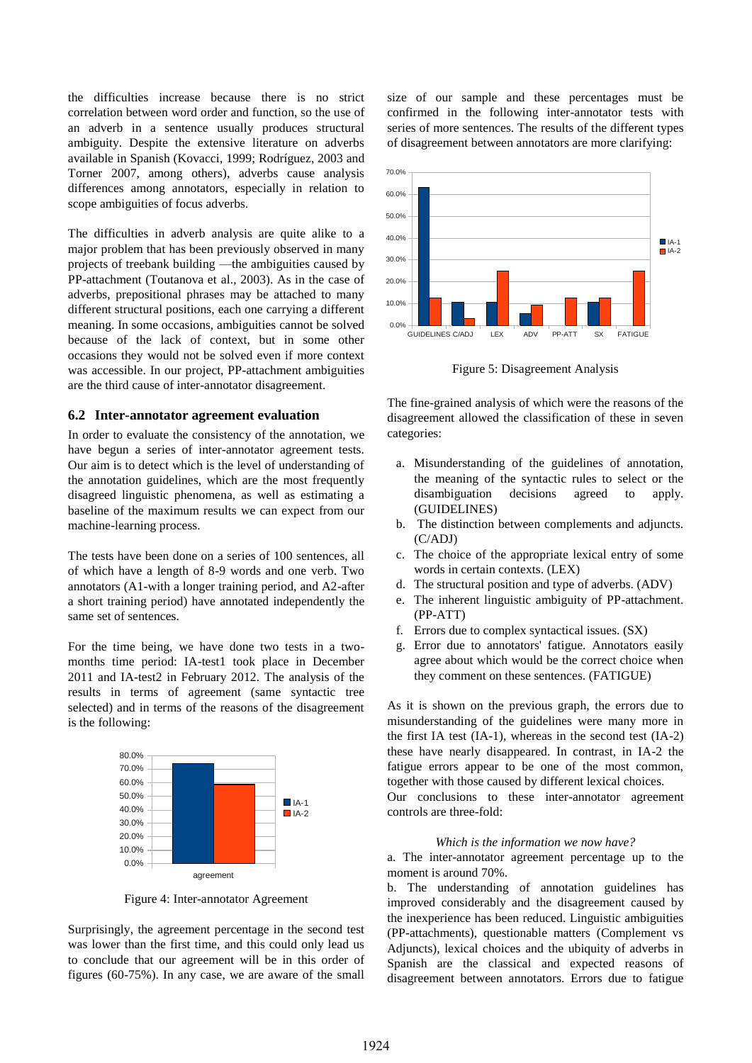the difficulties increase because there is no strict correlation between word order and function, so the use of an adverb in a sentence usually produces structural ambiguity. Despite the extensive literature on adverbs available in Spanish (Kovacci, 1999; Rodríguez, 2003 and Torner 2007, among others), adverbs cause analysis differences among annotators, especially in relation to scope ambiguities of focus adverbs.

The difficulties in adverb analysis are quite alike to a major problem that has been previously observed in many projects of treebank building —the ambiguities caused by PP-attachment (Toutanova et al., 2003). As in the case of adverbs, prepositional phrases may be attached to many different structural positions, each one carrying a different meaning. In some occasions, ambiguities cannot be solved because of the lack of context, but in some other occasions they would not be solved even if more context was accessible. In our project, PP-attachment ambiguities are the third cause of inter-annotator disagreement.

## 6.2 Inter-annotator agreement evaluation

In order to evaluate the consistency of the annotation, we have begun a series of inter-annotator agreement tests. Our aim is to detect which is the level of understanding of the annotation guidelines, which are the most frequently disagreed linguistic phenomena, as well as estimating a baseline of the maximum results we can expect from our machine-learning process.

The tests have been done on a series of 100 sentences, all of which have a length of 8-9 words and one verb. Two annotators (A1-with a longer training period, and A2-after a short training period) have annotated independently the same set of sentences.

For the time being, we have done two tests in a two-months time period: IA-test1 took place in December 2011 and IA-test2 in February 2012. The analysis of the results in terms of agreement (same syntactic tree selected) and in terms of the reasons of the disagreement is the following:

Figure 4: Inter-annotator Agreement

Surprisingly, the agreement percentage in the second test was lower than the first time, and this could only lead us to conclude that our agreement will be in this order of figures (60-75%). In any case, we are aware of the small size of our sample and these percentages must be confirmed in the following inter-annotator tests with series of more sentences. The results of the different types of disagreement between annotators are more clarifying:

Figure 5: Disagreement Analysis

The fine-grained analysis of which were the reasons of the disagreement allowed the classification of these in seven categories:

a. Misunderstanding of the guidelines of annotation, the meaning of the syntactic rules to select or the disambiguation decisions agreed to apply. (GUIDELINES)
b. The distinction between complements and adjuncts. (C/ADJ)
c. The choice of the appropriate lexical entry of some words in certain contexts. (LEX)
d. The structural position and type of adverbs. (ADV)
e. The inherent linguistic ambiguity of PP-attachment. (PP-ATT)
f. Errors due to complex syntactical issues. (SX)
g. Error due to annotators' fatigue. Annotators easily agree about which would be the correct choice when they comment on these sentences. (FATIGUE)

As it is shown on the previous graph, the errors due to misunderstanding of the guidelines were many more in the first IA test (IA-1), whereas in the second test (IA-2) these have nearly disappeared. In contrast, in IA-2 the fatigue errors appear to be one of the most common, together with those caused by different lexical choices.
Our conclusions to these inter-annotator agreement controls are three-fold:

*Which is the information we now have?*

a. The inter-annotator agreement percentage up to the moment is around 70%.
b. The understanding of annotation guidelines has improved considerably and the disagreement caused by the inexperience has been reduced. Linguistic ambiguities (PP-attachments), questionable matters (Complement vs Adjuncts), lexical choices and the ubiquity of adverbs in Spanish are the classical and expected reasons of disagreement between annotators. Errors due to fatigue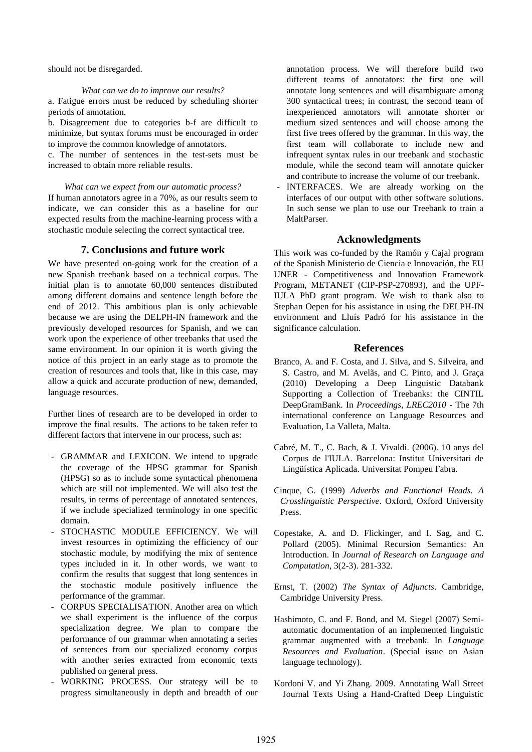should not be disregarded.

*What can we do to improve our results?*

a. Fatigue errors must be reduced by scheduling shorter periods of annotation.

b. Disagreement due to categories b-f are difficult to minimize, but syntax forums must be encouraged in order to improve the common knowledge of annotators.

c. The number of sentences in the test-sets must be increased to obtain more reliable results.

*What can we expect from our automatic process?*

If human annotators agree in a 70%, as our results seem to indicate, we can consider this as a baseline for our expected results from the machine-learning process with a stochastic module selecting the correct syntactical tree.

## 7. Conclusions and future work

We have presented on-going work for the creation of a new Spanish treebank based on a technical corpus. The initial plan is to annotate 60,000 sentences distributed among different domains and sentence length before the end of 2012. This ambitious plan is only achievable because we are using the DELPH-IN framework and the previously developed resources for Spanish, and we can work upon the experience of other treebanks that used the same environment. In our opinion it is worth giving the notice of this project in an early stage as to promote the creation of resources and tools that, like in this case, may allow a quick and accurate production of new, demanded, language resources.

Further lines of research are to be developed in order to improve the final results. The actions to be taken refer to different factors that intervene in our process, such as:

- GRAMMAR and LEXICON. We intend to upgrade the coverage of the HPSG grammar for Spanish (HPSG) so as to include some syntactical phenomena which are still not implemented. We will also test the results, in terms of percentage of annotated sentences, if we include specialized terminology in one specific domain.
- STOCHASTIC MODULE EFFICIENCY. We will invest resources in optimizing the efficiency of our stochastic module, by modifying the mix of sentence types included in it. In other words, we want to confirm the results that suggest that long sentences in the stochastic module positively influence the performance of the grammar.
- CORPUS SPECIALISATION. Another area on which we shall experiment is the influence of the corpus specialization degree. We plan to compare the performance of our grammar when annotating a series of sentences from our specialized economy corpus with another series extracted from economic texts published on general press.
- WORKING PROCESS. Our strategy will be to progress simultaneously in depth and breadth of our annotation process. We will therefore build two different teams of annotators: the first one will annotate long sentences and will disambiguate among 300 syntactical trees; in contrast, the second team of inexperienced annotators will annotate shorter or medium sized sentences and will choose among the first five trees offered by the grammar. In this way, the first team will collaborate to include new and infrequent syntax rules in our treebank and stochastic module, while the second team will annotate quicker and contribute to increase the volume of our treebank.
- INTERFACES. We are already working on the interfaces of our output with other software solutions. In such sense we plan to use our Treebank to train a MaltParser.

## Acknowledgments

This work was co-funded by the Ramón y Cajal program of the Spanish Ministerio de Ciencia e Innovación, the EU UNER - Competitiveness and Innovation Framework Program, METANET (CIP-PSP-270893), and the UPF-IULA PhD grant program. We wish to thank also to Stephan Oepen for his assistance in using the DELPH-IN environment and Lluís Padró for his assistance in the significance calculation.

## References

Branco, A. and F. Costa, and J. Silva, and S. Silveira, and S. Castro, and M. Avelãs, and C. Pinto, and J. Graça (2010) Developing a Deep Linguistic Databank Supporting a Collection of Treebanks: the CINTIL DeepGramBank. In *Proceedings, LREC2010* - The 7th international conference on Language Resources and Evaluation, La Valleta, Malta.

Cabré, M. T., C. Bach, & J. Vivaldi. (2006). 10 anys del Corpus de l'IULA. Barcelona: Institut Universitari de Lingüística Aplicada. Universitat Pompeu Fabra.

Cinque, G. (1999) *Adverbs and Functional Heads. A Crosslinguistic Perspective*. Oxford, Oxford University Press.

Copestake, A. and D. Flickinger, and I. Sag, and C. Pollard (2005). Minimal Recursion Semantics: An Introduction. In *Journal of Research on Language and Computation*, 3(2-3). 281-332.

Ernst, T. (2002) *The Syntax of Adjuncts*. Cambridge, Cambridge University Press.

Hashimoto, C. and F. Bond, and M. Siegel (2007) Semi-automatic documentation of an implemented linguistic grammar augmented with a treebank. In *Language Resources and Evaluation*. (Special issue on Asian language technology).

Kordoni V. and Yi Zhang. 2009. Annotating Wall Street Journal Texts Using a Hand-Crafted Deep Linguistic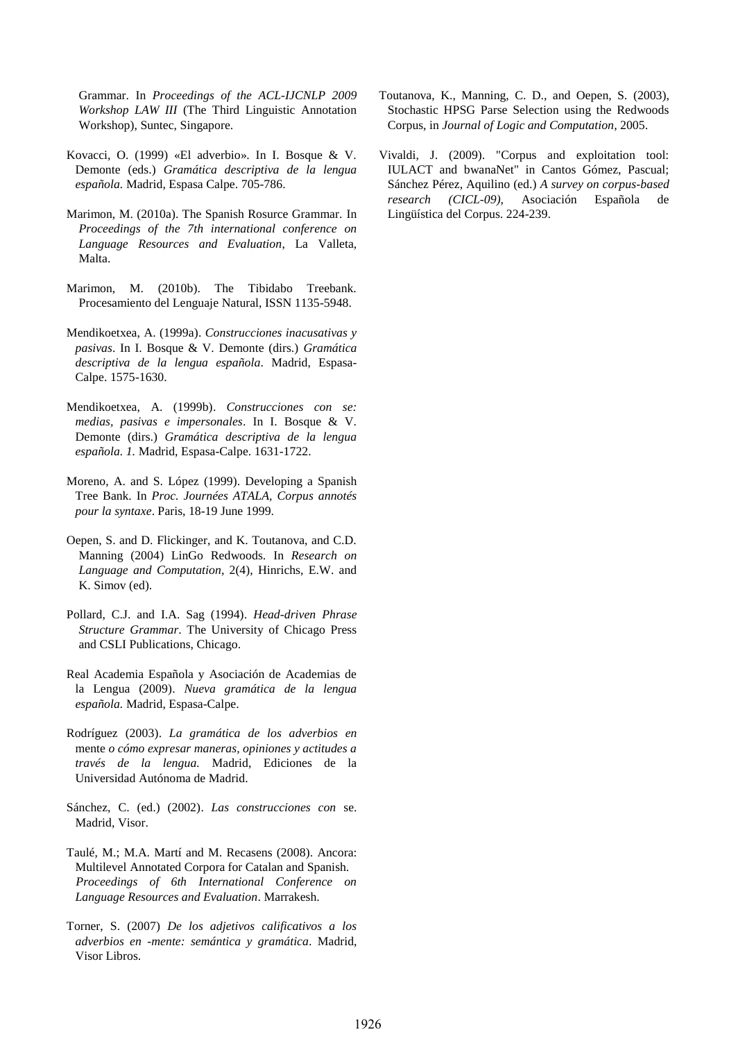Grammar. In *Proceedings of the ACL-IJCNLP 2009 Workshop LAW III* (The Third Linguistic Annotation Workshop), Suntec, Singapore.

Kovacci, O. (1999) «El adverbio». In I. Bosque & V. Demonte (eds.) *Gramática descriptiva de la lengua española.* Madrid, Espasa Calpe. 705-786.

Marimon, M. (2010a). The Spanish Rosurce Grammar. In *Proceedings of the 7th international conference on Language Resources and Evaluation*, La Valleta, Malta.

Marimon, M. (2010b). The Tibidabo Treebank. Procesamiento del Lenguaje Natural, ISSN 1135-5948.

Mendikoetxea, A. (1999a). *Construcciones inacusativas y pasivas*. In I. Bosque & V. Demonte (dirs.) *Gramática descriptiva de la lengua española*. Madrid, Espasa-Calpe. 1575-1630.

Mendikoetxea, A. (1999b). *Construcciones con se: medias, pasivas e impersonales*. In I. Bosque & V. Demonte (dirs.) *Gramática descriptiva de la lengua española. 1*. Madrid, Espasa-Calpe. 1631-1722.

Moreno, A. and S. López (1999). Developing a Spanish Tree Bank. In *Proc. Journées ATALA, Corpus annotés pour la syntaxe*. Paris, 18-19 June 1999.

Oepen, S. and D. Flickinger, and K. Toutanova, and C.D. Manning (2004) LinGo Redwoods. In *Research on Language and Computation*, 2(4), Hinrichs, E.W. and K. Simov (ed).

Pollard, C.J. and I.A. Sag (1994). *Head-driven Phrase Structure Grammar*. The University of Chicago Press and CSLI Publications, Chicago.

Real Academia Española y Asociación de Academias de la Lengua (2009). *Nueva gramática de la lengua española.* Madrid, Espasa-Calpe.

Rodríguez (2003). *La gramática de los adverbios en* mente *o cómo expresar maneras, opiniones y actitudes a través de la lengua.* Madrid, Ediciones de la Universidad Autónoma de Madrid.

Sánchez, C. (ed.) (2002). *Las construcciones con* se. Madrid, Visor.

Taulé, M.; M.A. Martí and M. Recasens (2008). Ancora: Multilevel Annotated Corpora for Catalan and Spanish. *Proceedings of 6th International Conference on Language Resources and Evaluation*. Marrakesh.

Torner, S. (2007) *De los adjetivos calificativos a los adverbios en -mente: semántica y gramática*. Madrid, Visor Libros.

Toutanova, K., Manning, C. D., and Oepen, S. (2003), Stochastic HPSG Parse Selection using the Redwoods Corpus, in *Journal of Logic and Computation*, 2005.

Vivaldi, J. (2009). "Corpus and exploitation tool: IULACT and bwanaNet" in Cantos Gómez, Pascual; Sánchez Pérez, Aquilino (ed.) *A survey on corpus-based research (CICL-09)*, Asociación Española de Lingüística del Corpus. 224-239.